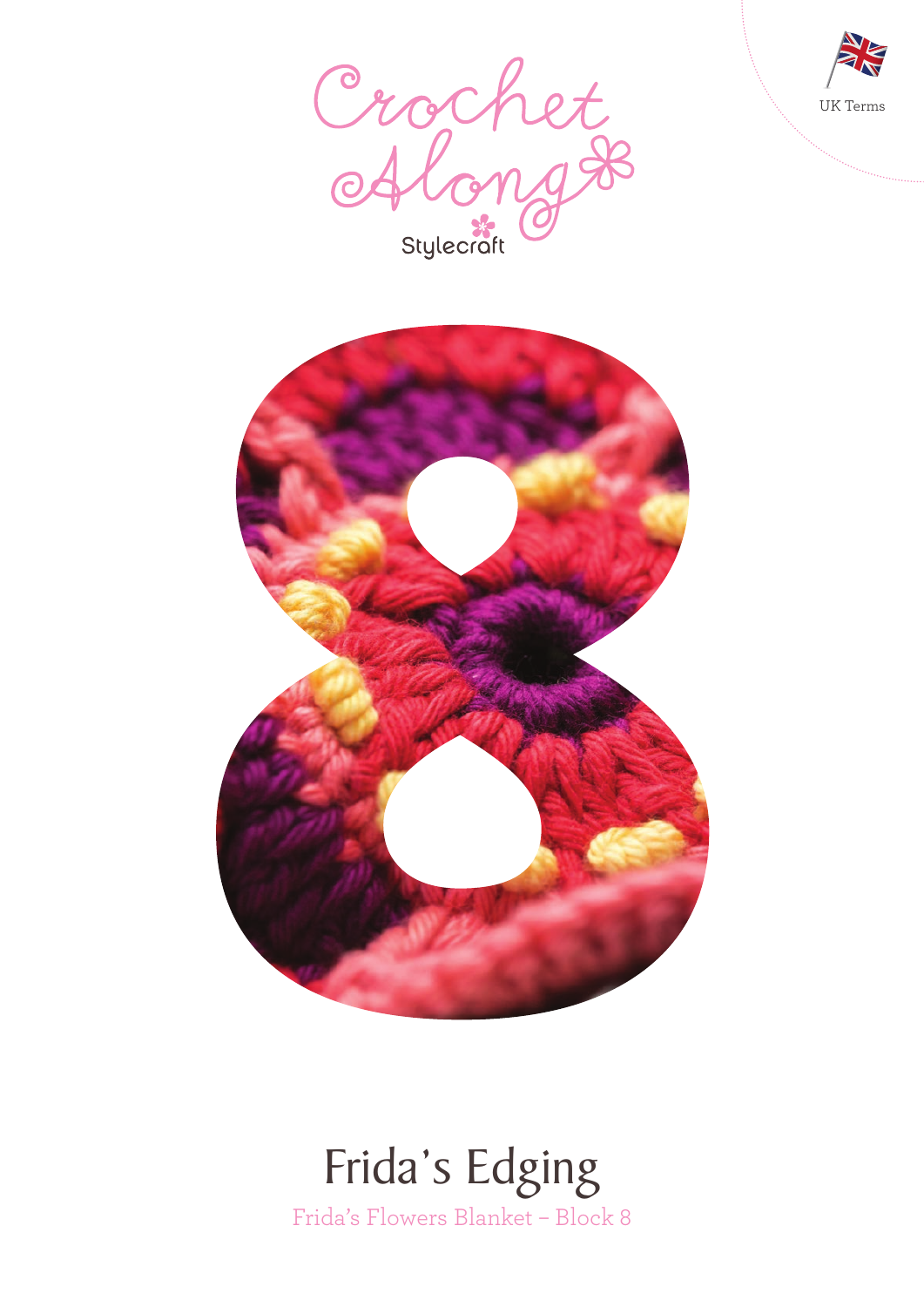UK Terms

Crochet Along

Stylecraft

8

# Frida's Edging

Frida's Flowers Blanket – Block 8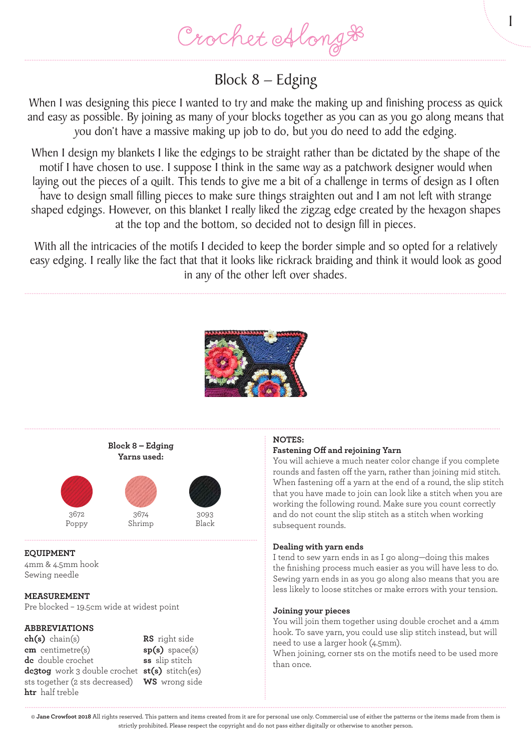# Block 8 – Edging

When I was designing this piece I wanted to try and make the making up and finishing process as quick and easy as possible. By joining as many of your blocks together as you can as you go along means that you don't have a massive making up job to do, but you do need to add the edging.

When I design my blankets I like the edgings to be straight rather than be dictated by the shape of the motif I have chosen to use. I suppose I think in the same way as a patchwork designer would when laying out the pieces of a quilt. This tends to give me a bit of a challenge in terms of design as I often have to design small filling pieces to make sure things straighten out and I am not left with strange shaped edgings. However, on this blanket I really liked the zigzag edge created by the hexagon shapes at the top and the bottom, so decided not to design fill in pieces.

With all the intricacies of the motifs I decided to keep the border simple and so opted for a relatively easy edging. I really like the fact that that it looks like rickrack braiding and think it would look as good in any of the other left over shades.

**Block 8 – Edging**
**Yarns used:**

- 3672 Poppy
- 3674 Shrimp
- 3093 Black

## EQUIPMENT

4mm & 4.5mm hook
Sewing needle

## MEASUREMENT

Pre blocked – 19.5cm wide at widest point

## ABBREVIATIONS

**ch(s)** chain(s)
**cm** centimetre(s)
**dc** double crochet
**dc3tog** work 3 double crochet sts together (2 sts decreased)
**htr** half treble
**RS** right side
**sp(s)** space(s)
**ss** slip stitch
**st(s)** stitch(es)
**WS** wrong side

## NOTES:

**Fastening Off and rejoining Yarn**
You will achieve a much neater color change if you complete rounds and fasten off the yarn, rather than joining mid stitch. When fastening off a yarn at the end of a round, the slip stitch that you have made to join can look like a stitch when you are working the following round. Make sure you count correctly and do not count the slip stitch as a stitch when working subsequent rounds.

**Dealing with yarn ends**
I tend to sew yarn ends in as I go along—doing this makes the finishing process much easier as you will have less to do. Sewing yarn ends in as you go along also means that you are less likely to loose stitches or make errors with your tension.

**Joining your pieces**
You will join them together using double crochet and a 4mm hook. To save yarn, you could use slip stitch instead, but will need to use a larger hook (4.5mm).
When joining, corner sts on the motifs need to be used more than once.

© **Jane Crowfoot 2018** All rights reserved. This pattern and items created from it are for personal use only. Commercial use of either the patterns or the items made from them is strictly prohibited. Please respect the copyright and do not pass either digitally or otherwise to another person.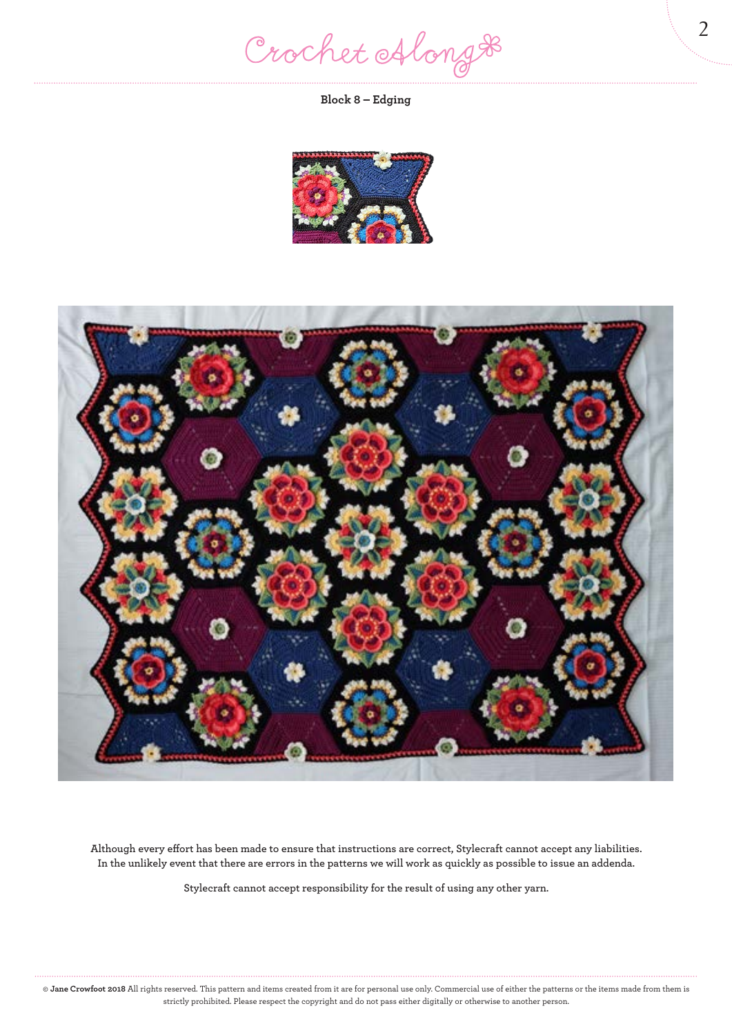**Block 8 – Edging**

Although every effort has been made to ensure that instructions are correct, Stylecraft cannot accept any liabilities. In the unlikely event that there are errors in the patterns we will work as quickly as possible to issue an addenda.

Stylecraft cannot accept responsibility for the result of using any other yarn.

© **Jane Crowfoot 2018** All rights reserved. This pattern and items created from it are for personal use only. Commercial use of either the patterns or the items made from them is strictly prohibited. Please respect the copyright and do not pass either digitally or otherwise to another person.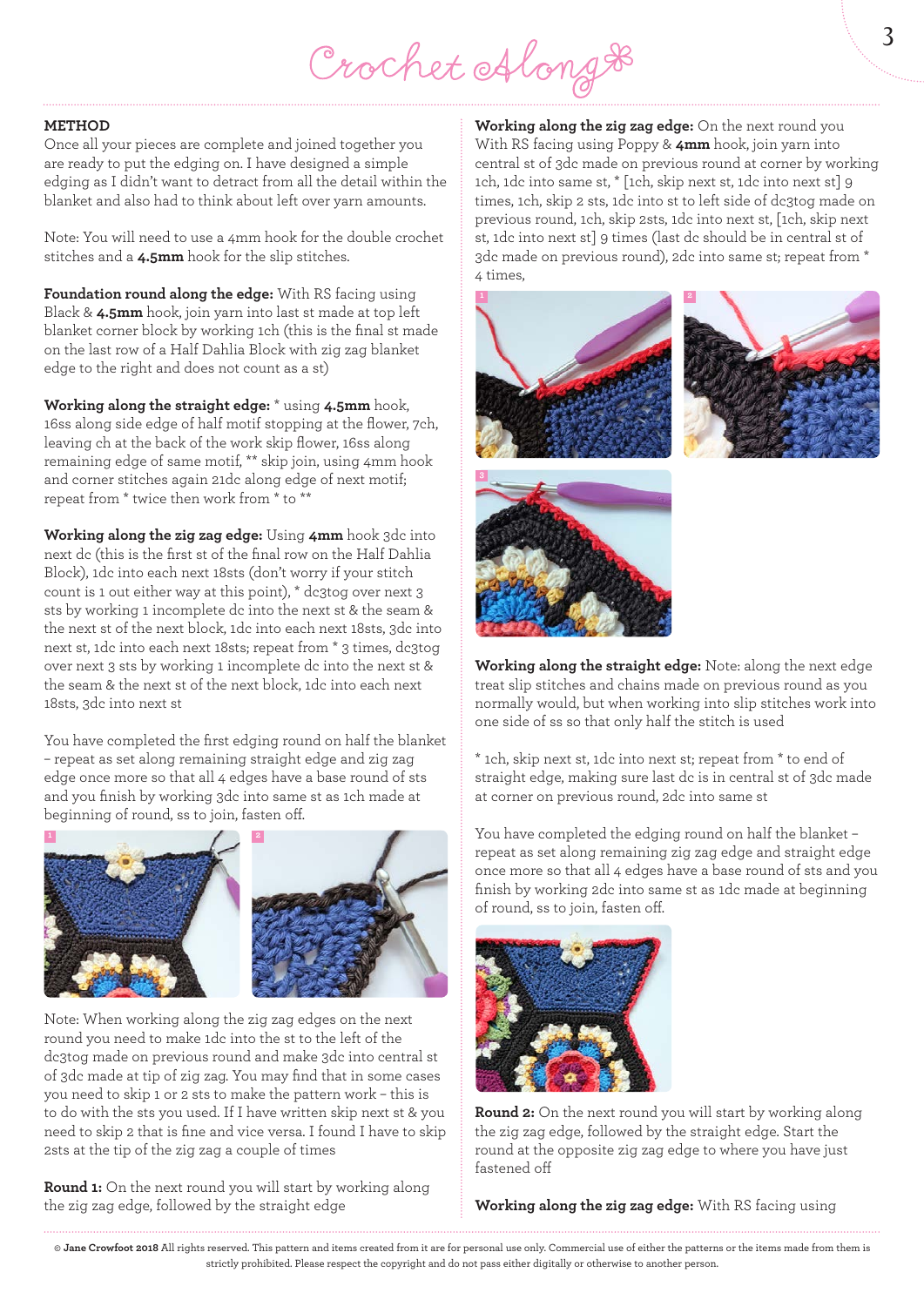## METHOD

Once all your pieces are complete and joined together you are ready to put the edging on. I have designed a simple edging as I didn't want to detract from all the detail within the blanket and also had to think about left over yarn amounts.

Note: You will need to use a 4mm hook for the double crochet stitches and a **4.5mm** hook for the slip stitches.

**Foundation round along the edge:** With RS facing using Black & **4.5mm** hook, join yarn into last st made at top left blanket corner block by working 1ch (this is the final st made on the last row of a Half Dahlia Block with zig zag blanket edge to the right and does not count as a st)

**Working along the straight edge:** * using **4.5mm** hook, 16ss along side edge of half motif stopping at the flower, 7ch, leaving ch at the back of the work skip flower, 16ss along remaining edge of same motif, ** skip join, using 4mm hook and corner stitches again 21dc along edge of next motif; repeat from * twice then work from * to **

**Working along the zig zag edge:** Using **4mm** hook 3dc into next dc (this is the first st of the final row on the Half Dahlia Block), 1dc into each next 18sts (don't worry if your stitch count is 1 out either way at this point), * dc3tog over next 3 sts by working 1 incomplete dc into the next st & the seam & the next st of the next block, 1dc into each next 18sts, 3dc into next st, 1dc into each next 18sts; repeat from * 3 times, dc3tog over next 3 sts by working 1 incomplete dc into the next st & the seam & the next st of the next block, 1dc into each next 18sts, 3dc into next st

You have completed the first edging round on half the blanket – repeat as set along remaining straight edge and zig zag edge once more so that all 4 edges have a base round of sts and you finish by working 3dc into same st as 1ch made at beginning of round, ss to join, fasten off.

Note: When working along the zig zag edges on the next round you need to make 1dc into the st to the left of the dc3tog made on previous round and make 3dc into central st of 3dc made at tip of zig zag. You may find that in some cases you need to skip 1 or 2 sts to make the pattern work – this is to do with the sts you used. If I have written skip next st & you need to skip 2 that is fine and vice versa. I found I have to skip 2sts at the tip of the zig zag a couple of times

**Round 1:** On the next round you will start by working along the zig zag edge, followed by the straight edge

**Working along the zig zag edge:** On the next round you With RS facing using Poppy & **4mm** hook, join yarn into central st of 3dc made on previous round at corner by working 1ch, 1dc into same st, * [1ch, skip next st, 1dc into next st] 9 times, 1ch, skip 2 sts, 1dc into st to left side of dc3tog made on previous round, 1ch, skip 2sts, 1dc into next st, [1ch, skip next st, 1dc into next st] 9 times (last dc should be in central st of 3dc made on previous round), 2dc into same st; repeat from * 4 times,

**Working along the straight edge:** Note: along the next edge treat slip stitches and chains made on previous round as you normally would, but when working into slip stitches work into one side of ss so that only half the stitch is used

* 1ch, skip next st, 1dc into next st; repeat from * to end of straight edge, making sure last dc is in central st of 3dc made at corner on previous round, 2dc into same st

You have completed the edging round on half the blanket – repeat as set along remaining zig zag edge and straight edge once more so that all 4 edges have a base round of sts and you finish by working 2dc into same st as 1dc made at beginning of round, ss to join, fasten off.

**Round 2:** On the next round you will start by working along the zig zag edge, followed by the straight edge. Start the round at the opposite zig zag edge to where you have just fastened off

**Working along the zig zag edge:** With RS facing using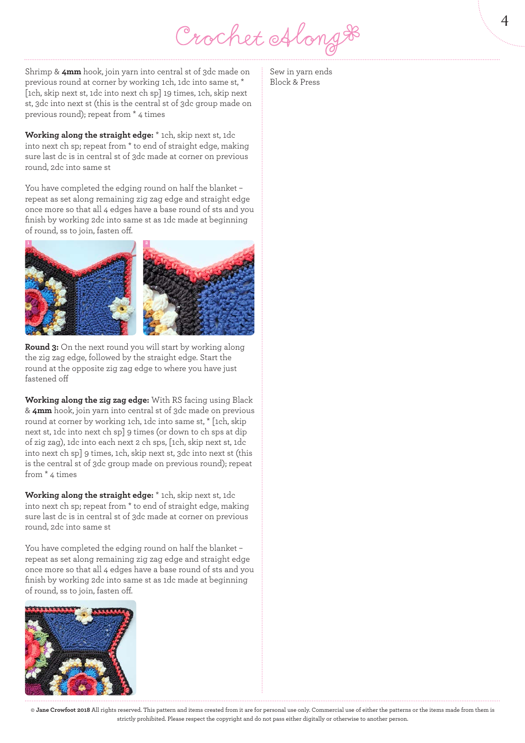Shrimp & **4mm** hook, join yarn into central st of 3dc made on previous round at corner by working 1ch, 1dc into same st, * [1ch, skip next st, 1dc into next ch sp] 19 times, 1ch, skip next st, 3dc into next st (this is the central st of 3dc group made on previous round); repeat from * 4 times

**Working along the straight edge:** * 1ch, skip next st, 1dc into next ch sp; repeat from * to end of straight edge, making sure last dc is in central st of 3dc made at corner on previous round, 2dc into same st

You have completed the edging round on half the blanket – repeat as set along remaining zig zag edge and straight edge once more so that all 4 edges have a base round of sts and you finish by working 2dc into same st as 1dc made at beginning of round, ss to join, fasten off.

**Round 3:** On the next round you will start by working along the zig zag edge, followed by the straight edge. Start the round at the opposite zig zag edge to where you have just fastened off

**Working along the zig zag edge:** With RS facing using Black & **4mm** hook, join yarn into central st of 3dc made on previous round at corner by working 1ch, 1dc into same st, * [1ch, skip next st, 1dc into next ch sp] 9 times (or down to ch sps at dip of zig zag), 1dc into each next 2 ch sps, [1ch, skip next st, 1dc into next ch sp] 9 times, 1ch, skip next st, 3dc into next st (this is the central st of 3dc group made on previous round); repeat from * 4 times

**Working along the straight edge:** * 1ch, skip next st, 1dc into next ch sp; repeat from * to end of straight edge, making sure last dc is in central st of 3dc made at corner on previous round, 2dc into same st

You have completed the edging round on half the blanket – repeat as set along remaining zig zag edge and straight edge once more so that all 4 edges have a base round of sts and you finish by working 2dc into same st as 1dc made at beginning of round, ss to join, fasten off.

Sew in yarn ends

Block & Press

© **Jane Crowfoot 2018** All rights reserved. This pattern and items created from it are for personal use only. Commercial use of either the patterns or the items made from them is strictly prohibited. Please respect the copyright and do not pass either digitally or otherwise to another person.